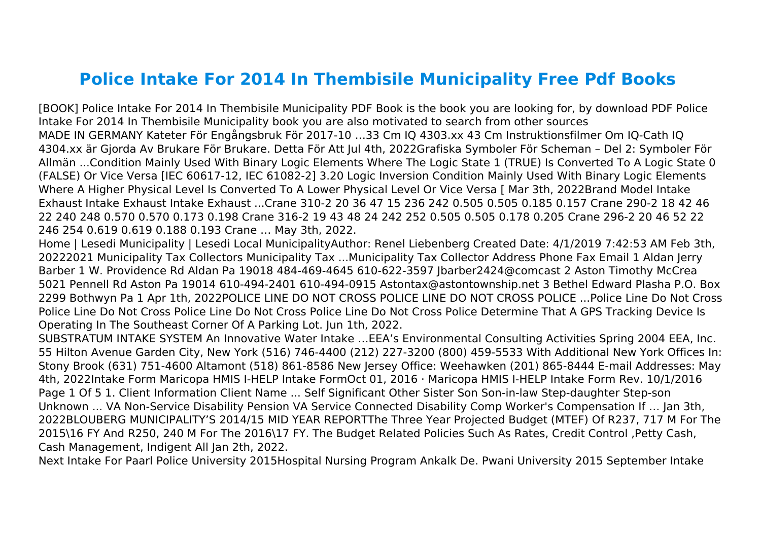# Police Intake For 2014 In Thembisile Municipality Free Pdf Books

[BOOK] Police Intake For 2014 In Thembisile Municipality PDF Book is the book you are looking for, by download PDF Police Intake For 2014 In Thembisile Municipality book you are also motivated to search from other sources
MADE IN GERMANY Kateter För Engångsbruk För 2017-10 …33 Cm IQ 4303.xx 43 Cm Instruktionsfilmer Om IQ-Cath IQ 4304.xx är Gjorda Av Brukare För Brukare. Detta För Att Jul 4th, 2022Grafiska Symboler För Scheman – Del 2: Symboler För Allmän ...Condition Mainly Used With Binary Logic Elements Where The Logic State 1 (TRUE) Is Converted To A Logic State 0 (FALSE) Or Vice Versa [IEC 60617-12, IEC 61082-2] 3.20 Logic Inversion Condition Mainly Used With Binary Logic Elements Where A Higher Physical Level Is Converted To A Lower Physical Level Or Vice Versa [ Mar 3th, 2022Brand Model Intake Exhaust Intake Exhaust Intake Exhaust ...Crane 310-2 20 36 47 15 236 242 0.505 0.505 0.185 0.157 Crane 290-2 18 42 46 22 240 248 0.570 0.570 0.173 0.198 Crane 316-2 19 43 48 24 242 252 0.505 0.505 0.178 0.205 Crane 296-2 20 46 52 22 246 254 0.619 0.619 0.188 0.193 Crane … May 3th, 2022.

Home | Lesedi Municipality | Lesedi Local MunicipalityAuthor: Renel Liebenberg Created Date: 4/1/2019 7:42:53 AM Feb 3th, 20222021 Municipality Tax Collectors Municipality Tax ...Municipality Tax Collector Address Phone Fax Email 1 Aldan Jerry Barber 1 W. Providence Rd Aldan Pa 19018 484-469-4645 610-622-3597 Jbarber2424@comcast 2 Aston Timothy McCrea 5021 Pennell Rd Aston Pa 19014 610-494-2401 610-494-0915 Astontax@astontownship.net 3 Bethel Edward Plasha P.O. Box 2299 Bothwyn Pa 1 Apr 1th, 2022POLICE LINE DO NOT CROSS POLICE LINE DO NOT CROSS POLICE ...Police Line Do Not Cross Police Line Do Not Cross Police Line Do Not Cross Police Line Do Not Cross Police Determine That A GPS Tracking Device Is Operating In The Southeast Corner Of A Parking Lot. Jun 1th, 2022.

SUBSTRATUM INTAKE SYSTEM An Innovative Water Intake …EEA's Environmental Consulting Activities Spring 2004 EEA, Inc. 55 Hilton Avenue Garden City, New York (516) 746-4400 (212) 227-3200 (800) 459-5533 With Additional New York Offices In: Stony Brook (631) 751-4600 Altamont (518) 861-8586 New Jersey Office: Weehawken (201) 865-8444 E-mail Addresses: May 4th, 2022Intake Form Maricopa HMIS I-HELP Intake FormOct 01, 2016 · Maricopa HMIS I-HELP Intake Form Rev. 10/1/2016 Page 1 Of 5 1. Client Information Client Name ... Self Significant Other Sister Son Son-in-law Step-daughter Step-son Unknown ... VA Non-Service Disability Pension VA Service Connected Disability Comp Worker's Compensation If … Jan 3th, 2022BLOUBERG MUNICIPALITY'S 2014/15 MID YEAR REPORTThe Three Year Projected Budget (MTEF) Of R237, 717 M For The 2015\16 FY And R250, 240 M For The 2016\17 FY. The Budget Related Policies Such As Rates, Credit Control ,Petty Cash, Cash Management, Indigent All Jan 2th, 2022.

Next Intake For Paarl Police University 2015Hospital Nursing Program Ankalk De. Pwani University 2015 September Intake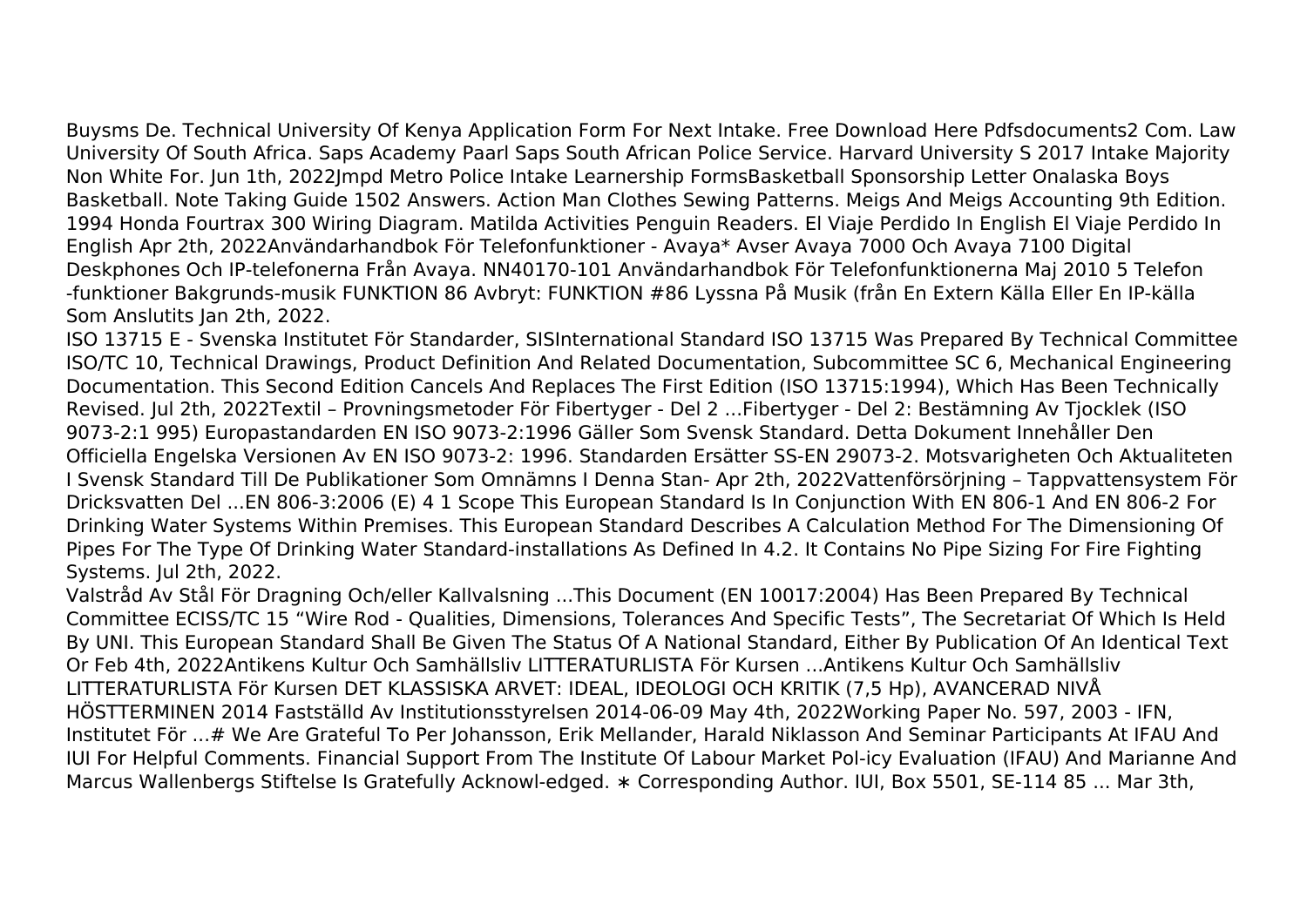Buysms De. Technical University Of Kenya Application Form For Next Intake. Free Download Here Pdfsdocuments2 Com. Law University Of South Africa. Saps Academy Paarl Saps South African Police Service. Harvard University S 2017 Intake Majority Non White For. Jun 1th, 2022Jmpd Metro Police Intake Learnership FormsBasketball Sponsorship Letter Onalaska Boys Basketball. Note Taking Guide 1502 Answers. Action Man Clothes Sewing Patterns. Meigs And Meigs Accounting 9th Edition. 1994 Honda Fourtrax 300 Wiring Diagram. Matilda Activities Penguin Readers. El Viaje Perdido In English El Viaje Perdido In English Apr 2th, 2022Användarhandbok För Telefonfunktioner - Avaya* Avser Avaya 7000 Och Avaya 7100 Digital Deskphones Och IP-telefonerna Från Avaya. NN40170-101 Användarhandbok För Telefonfunktionerna Maj 2010 5 Telefon -funktioner Bakgrunds-musik FUNKTION 86 Avbryt: FUNKTION #86 Lyssna På Musik (från En Extern Källa Eller En IP-källa Som Anslutits Jan 2th, 2022.

ISO 13715 E - Svenska Institutet För Standarder, SISInternational Standard ISO 13715 Was Prepared By Technical Committee ISO/TC 10, Technical Drawings, Product Definition And Related Documentation, Subcommittee SC 6, Mechanical Engineering Documentation. This Second Edition Cancels And Replaces The First Edition (ISO 13715:1994), Which Has Been Technically Revised. Jul 2th, 2022Textil – Provningsmetoder För Fibertyger - Del 2 ...Fibertyger - Del 2: Bestämning Av Tjocklek (ISO 9073-2:1 995) Europastandarden EN ISO 9073-2:1996 Gäller Som Svensk Standard. Detta Dokument Innehåller Den Officiella Engelska Versionen Av EN ISO 9073-2: 1996. Standarden Ersätter SS-EN 29073-2. Motsvarigheten Och Aktualiteten I Svensk Standard Till De Publikationer Som Omnämns I Denna Stan- Apr 2th, 2022Vattenförsörjning – Tappvattensystem För Dricksvatten Del ...EN 806-3:2006 (E) 4 1 Scope This European Standard Is In Conjunction With EN 806-1 And EN 806-2 For Drinking Water Systems Within Premises. This European Standard Describes A Calculation Method For The Dimensioning Of Pipes For The Type Of Drinking Water Standard-installations As Defined In 4.2. It Contains No Pipe Sizing For Fire Fighting Systems. Jul 2th, 2022.

Valstråd Av Stål För Dragning Och/eller Kallvalsning ...This Document (EN 10017:2004) Has Been Prepared By Technical Committee ECISS/TC 15 "Wire Rod - Qualities, Dimensions, Tolerances And Specific Tests", The Secretariat Of Which Is Held By UNI. This European Standard Shall Be Given The Status Of A National Standard, Either By Publication Of An Identical Text Or Feb 4th, 2022Antikens Kultur Och Samhällsliv LITTERATURLISTA För Kursen ...Antikens Kultur Och Samhällsliv LITTERATURLISTA För Kursen DET KLASSISKA ARVET: IDEAL, IDEOLOGI OCH KRITIK (7,5 Hp), AVANCERAD NIVÅ HÖSTTERMINEN 2014 Fastställd Av Institutionsstyrelsen 2014-06-09 May 4th, 2022Working Paper No. 597, 2003 - IFN, Institutet För ...# We Are Grateful To Per Johansson, Erik Mellander, Harald Niklasson And Seminar Participants At IFAU And IUI For Helpful Comments. Financial Support From The Institute Of Labour Market Pol-icy Evaluation (IFAU) And Marianne And Marcus Wallenbergs Stiftelse Is Gratefully Acknowl-edged. ∗ Corresponding Author. IUI, Box 5501, SE-114 85 ... Mar 3th,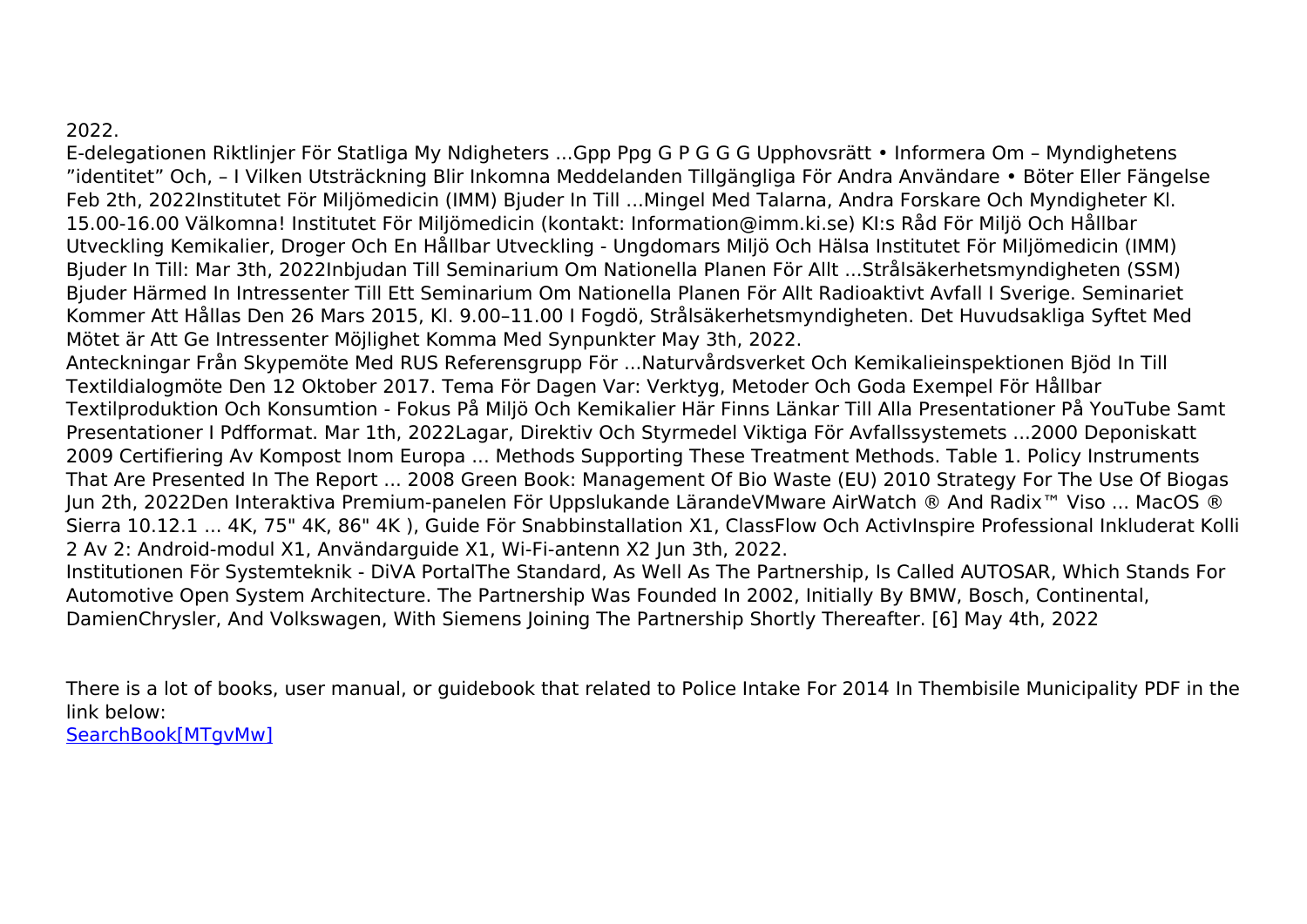2022.
E-delegationen Riktlinjer För Statliga My Ndigheters ...Gpp Ppg G P G G G Upphovsrätt • Informera Om – Myndighetens ”identitet” Och, – I Vilken Utsträckning Blir Inkomna Meddelanden Tillgängliga För Andra Användare • Böter Eller Fängelse Feb 2th, 2022Institutet För Miljömedicin (IMM) Bjuder In Till ...Mingel Med Talarna, Andra Forskare Och Myndigheter Kl. 15.00-16.00 Välkomna! Institutet För Miljömedicin (kontakt: Information@imm.ki.se) KI:s Råd För Miljö Och Hållbar Utveckling Kemikalier, Droger Och En Hållbar Utveckling - Ungdomars Miljö Och Hälsa Institutet För Miljömedicin (IMM) Bjuder In Till: Mar 3th, 2022Inbjudan Till Seminarium Om Nationella Planen För Allt ...Strålsäkerhetsmyndigheten (SSM) Bjuder Härmed In Intressenter Till Ett Seminarium Om Nationella Planen För Allt Radioaktivt Avfall I Sverige. Seminariet Kommer Att Hållas Den 26 Mars 2015, Kl. 9.00–11.00 I Fogdö, Strålsäkerhetsmyndigheten. Det Huvudsakliga Syftet Med Mötet är Att Ge Intressenter Möjlighet Komma Med Synpunkter May 3th, 2022.
Anteckningar Från Skypemöte Med RUS Referensgrupp För ...Naturvårdsverket Och Kemikalieinspektionen Bjöd In Till Textildialogmöte Den 12 Oktober 2017. Tema För Dagen Var: Verktyg, Metoder Och Goda Exempel För Hållbar Textilproduktion Och Konsumtion - Fokus På Miljö Och Kemikalier Här Finns Länkar Till Alla Presentationer På YouTube Samt Presentationer I Pdfformat. Mar 1th, 2022Lagar, Direktiv Och Styrmedel Viktiga För Avfallssystemets ...2000 Deponiskatt 2009 Certifiering Av Kompost Inom Europa ... Methods Supporting These Treatment Methods. Table 1. Policy Instruments That Are Presented In The Report ... 2008 Green Book: Management Of Bio Waste (EU) 2010 Strategy For The Use Of Biogas Jun 2th, 2022Den Interaktiva Premium-panelen För Uppslukande LärandeVMware AirWatch ® And Radix™ Viso ... MacOS ® Sierra 10.12.1 ... 4K, 75" 4K, 86" 4K ), Guide För Snabbinstallation X1, ClassFlow Och ActivInspire Professional Inkluderat Kolli 2 Av 2: Android-modul X1, Användarguide X1, Wi-Fi-antenn X2 Jun 3th, 2022.
Institutionen För Systemteknik - DiVA PortalThe Standard, As Well As The Partnership, Is Called AUTOSAR, Which Stands For Automotive Open System Architecture. The Partnership Was Founded In 2002, Initially By BMW, Bosch, Continental, DamienChrysler, And Volkswagen, With Siemens Joining The Partnership Shortly Thereafter. [6] May 4th, 2022

There is a lot of books, user manual, or guidebook that related to Police Intake For 2014 In Thembisile Municipality PDF in the link below:
[SearchBook[MTgvMw]]